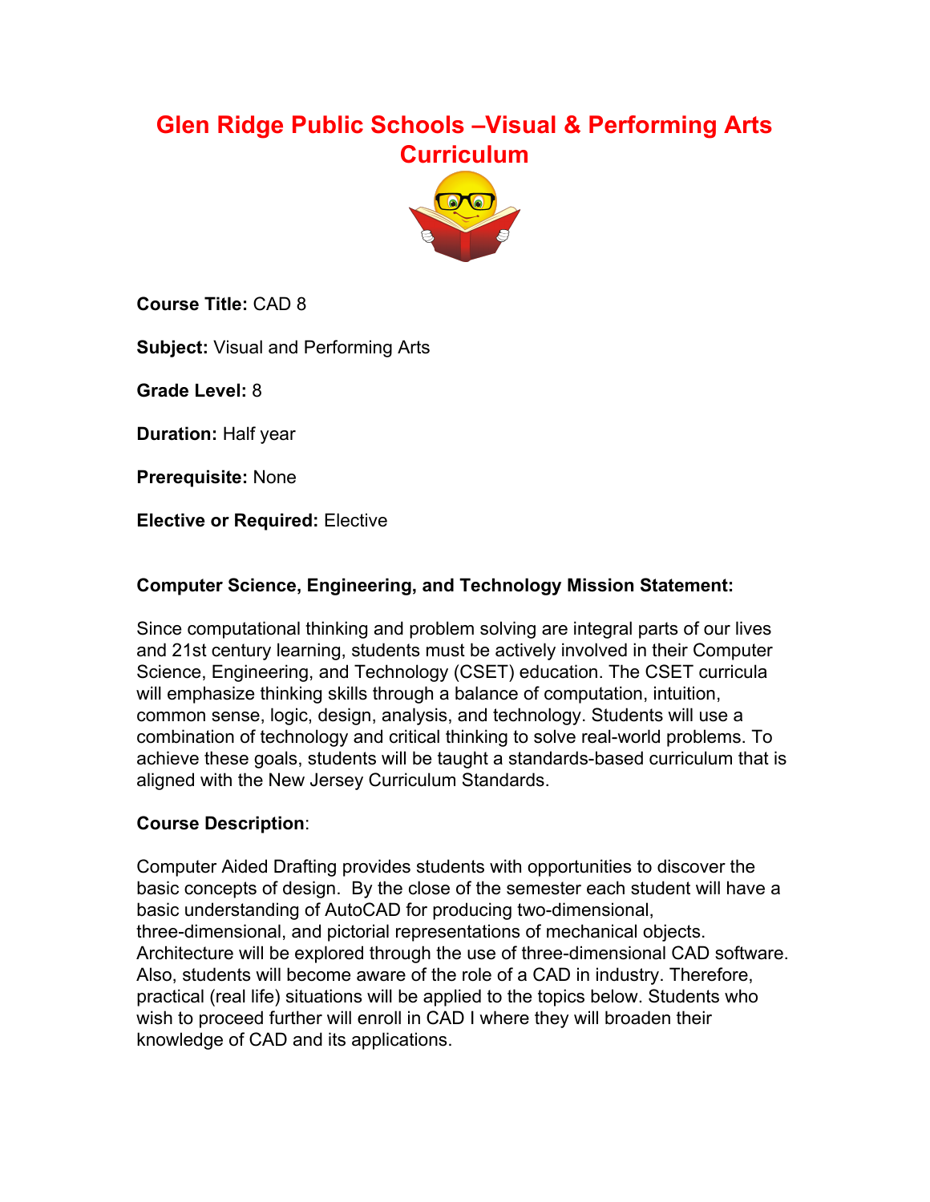# Glen Ridge Public Schools –Visual & Performing Arts Curriculum

**Course Title:** CAD 8

**Subject:** Visual and Performing Arts

**Grade Level:** 8

**Duration:** Half year

**Prerequisite:** None

**Elective or Required:** Elective

**Computer Science, Engineering, and Technology Mission Statement:**

Since computational thinking and problem solving are integral parts of our lives and 21st century learning, students must be actively involved in their Computer Science, Engineering, and Technology (CSET) education. The CSET curricula will emphasize thinking skills through a balance of computation, intuition, common sense, logic, design, analysis, and technology. Students will use a combination of technology and critical thinking to solve real-world problems. To achieve these goals, students will be taught a standards-based curriculum that is aligned with the New Jersey Curriculum Standards.

**Course Description**:

Computer Aided Drafting provides students with opportunities to discover the basic concepts of design. By the close of the semester each student will have a basic understanding of AutoCAD for producing two-dimensional, three-dimensional, and pictorial representations of mechanical objects. Architecture will be explored through the use of three-dimensional CAD software. Also, students will become aware of the role of a CAD in industry. Therefore, practical (real life) situations will be applied to the topics below. Students who wish to proceed further will enroll in CAD I where they will broaden their knowledge of CAD and its applications.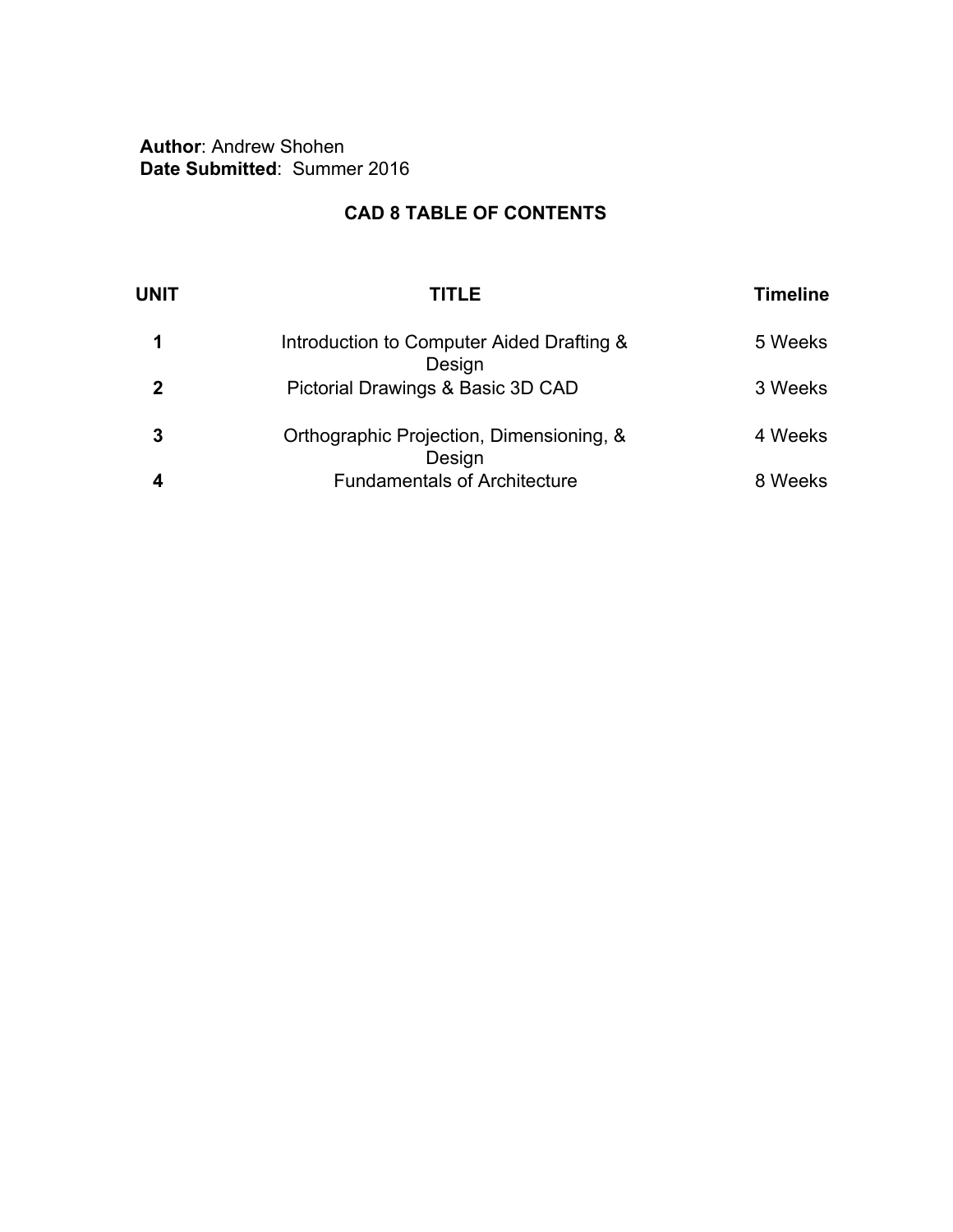**Author**: Andrew Shohen
**Date Submitted**: Summer 2016

## CAD 8 TABLE OF CONTENTS

| UNIT | TITLE | Timeline |
| --- | --- | --- |
| **1** | Introduction to Computer Aided Drafting & Design | 5 Weeks |
| **2** | Pictorial Drawings & Basic 3D CAD | 3 Weeks |
| **3** | Orthographic Projection, Dimensioning, & Design | 4 Weeks |
| **4** | Fundamentals of Architecture | 8 Weeks |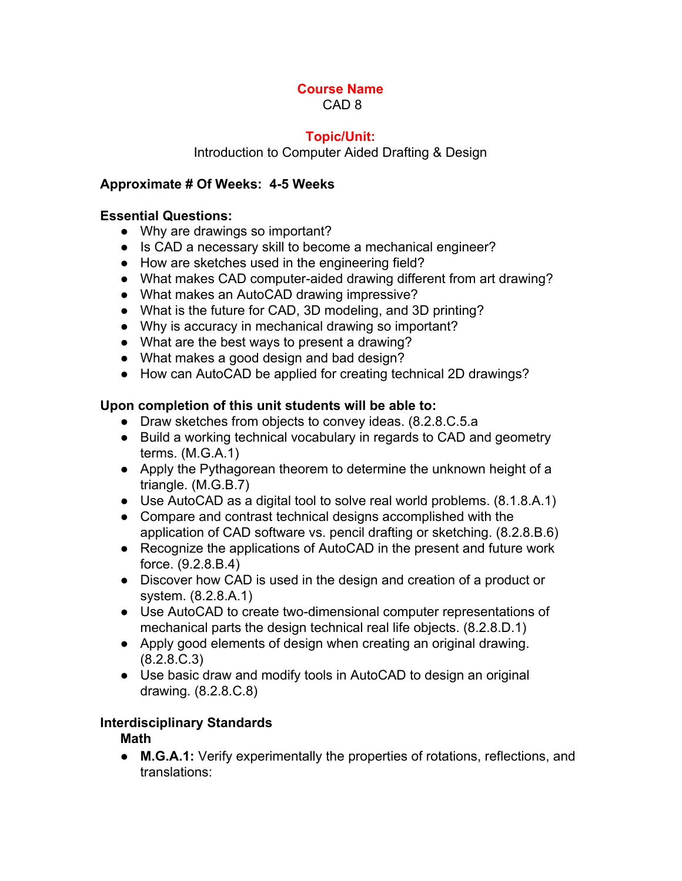**Course Name**
CAD 8

**Topic/Unit:**
Introduction to Computer Aided Drafting & Design

**Approximate # Of Weeks: 4-5 Weeks**

**Essential Questions:**

- Why are drawings so important?
- Is CAD a necessary skill to become a mechanical engineer?
- How are sketches used in the engineering field?
- What makes CAD computer-aided drawing different from art drawing?
- What makes an AutoCAD drawing impressive?
- What is the future for CAD, 3D modeling, and 3D printing?
- Why is accuracy in mechanical drawing so important?
- What are the best ways to present a drawing?
- What makes a good design and bad design?
- How can AutoCAD be applied for creating technical 2D drawings?

**Upon completion of this unit students will be able to:**

- Draw sketches from objects to convey ideas. (8.2.8.C.5.a
- Build a working technical vocabulary in regards to CAD and geometry terms. (M.G.A.1)
- Apply the Pythagorean theorem to determine the unknown height of a triangle. (M.G.B.7)
- Use AutoCAD as a digital tool to solve real world problems. (8.1.8.A.1)
- Compare and contrast technical designs accomplished with the application of CAD software vs. pencil drafting or sketching. (8.2.8.B.6)
- Recognize the applications of AutoCAD in the present and future work force. (9.2.8.B.4)
- Discover how CAD is used in the design and creation of a product or system. (8.2.8.A.1)
- Use AutoCAD to create two-dimensional computer representations of mechanical parts the design technical real life objects. (8.2.8.D.1)
- Apply good elements of design when creating an original drawing. (8.2.8.C.3)
- Use basic draw and modify tools in AutoCAD to design an original drawing. (8.2.8.C.8)

**Interdisciplinary Standards**

**Math**

- **M.G.A.1:** Verify experimentally the properties of rotations, reflections, and translations: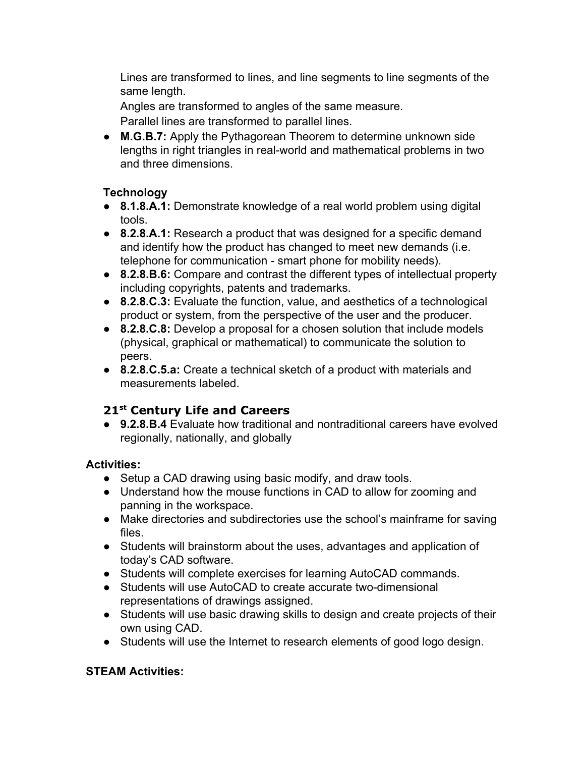Lines are transformed to lines, and line segments to line segments of the same length.

Angles are transformed to angles of the same measure.

Parallel lines are transformed to parallel lines.

- **M.G.B.7:** Apply the Pythagorean Theorem to determine unknown side lengths in right triangles in real-world and mathematical problems in two and three dimensions.

**Technology**

- **8.1.8.A.1:** Demonstrate knowledge of a real world problem using digital tools.
- **8.2.8.A.1:** Research a product that was designed for a specific demand and identify how the product has changed to meet new demands (i.e. telephone for communication - smart phone for mobility needs).
- **8.2.8.B.6:** Compare and contrast the different types of intellectual property including copyrights, patents and trademarks.
- **8.2.8.C.3:** Evaluate the function, value, and aesthetics of a technological product or system, from the perspective of the user and the producer.
- **8.2.8.C.8:** Develop a proposal for a chosen solution that include models (physical, graphical or mathematical) to communicate the solution to peers.
- **8.2.8.C.5.a:** Create a technical sketch of a product with materials and measurements labeled.

### 21st Century Life and Careers

- **9.2.8.B.4** Evaluate how traditional and nontraditional careers have evolved regionally, nationally, and globally

**Activities:**

- Setup a CAD drawing using basic modify, and draw tools.
- Understand how the mouse functions in CAD to allow for zooming and panning in the workspace.
- Make directories and subdirectories use the school's mainframe for saving files.
- Students will brainstorm about the uses, advantages and application of today's CAD software.
- Students will complete exercises for learning AutoCAD commands.
- Students will use AutoCAD to create accurate two-dimensional representations of drawings assigned.
- Students will use basic drawing skills to design and create projects of their own using CAD.
- Students will use the Internet to research elements of good logo design.

**STEAM Activities:**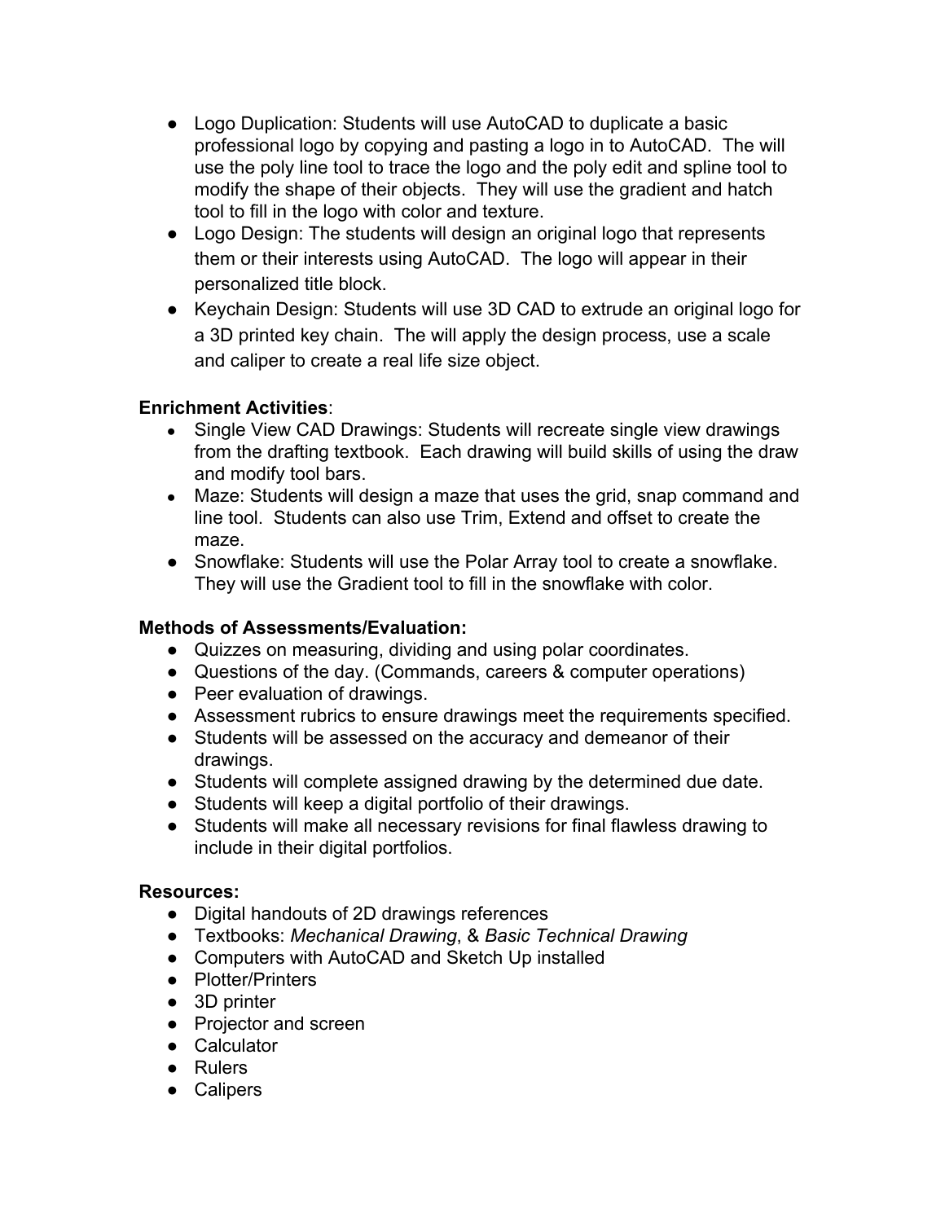- Logo Duplication: Students will use AutoCAD to duplicate a basic professional logo by copying and pasting a logo in to AutoCAD. The will use the poly line tool to trace the logo and the poly edit and spline tool to modify the shape of their objects. They will use the gradient and hatch tool to fill in the logo with color and texture.
- Logo Design: The students will design an original logo that represents them or their interests using AutoCAD. The logo will appear in their personalized title block.
- Keychain Design: Students will use 3D CAD to extrude an original logo for a 3D printed key chain. The will apply the design process, use a scale and caliper to create a real life size object.

**Enrichment Activities**:

- Single View CAD Drawings: Students will recreate single view drawings from the drafting textbook. Each drawing will build skills of using the draw and modify tool bars.
- Maze: Students will design a maze that uses the grid, snap command and line tool. Students can also use Trim, Extend and offset to create the maze.
- Snowflake: Students will use the Polar Array tool to create a snowflake. They will use the Gradient tool to fill in the snowflake with color.

**Methods of Assessments/Evaluation:**

- Quizzes on measuring, dividing and using polar coordinates.
- Questions of the day. (Commands, careers & computer operations)
- Peer evaluation of drawings.
- Assessment rubrics to ensure drawings meet the requirements specified.
- Students will be assessed on the accuracy and demeanor of their drawings.
- Students will complete assigned drawing by the determined due date.
- Students will keep a digital portfolio of their drawings.
- Students will make all necessary revisions for final flawless drawing to include in their digital portfolios.

**Resources:**

- Digital handouts of 2D drawings references
- Textbooks: *Mechanical Drawing*, & *Basic Technical Drawing*
- Computers with AutoCAD and Sketch Up installed
- Plotter/Printers
- 3D printer
- Projector and screen
- Calculator
- Rulers
- Calipers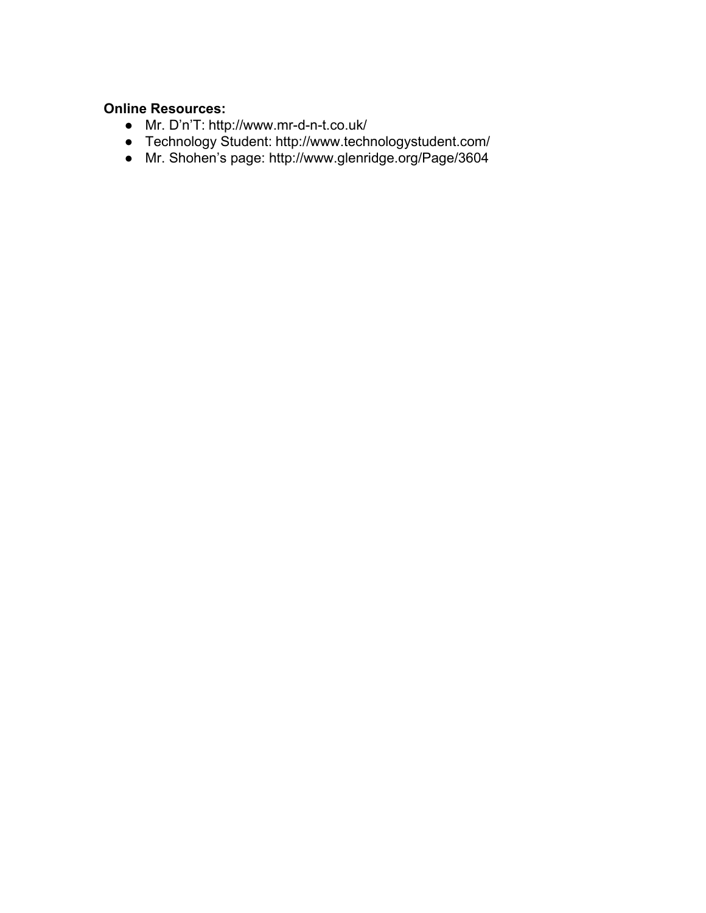**Online Resources:**

- Mr. D’n’T: http://www.mr-d-n-t.co.uk/
- Technology Student: http://www.technologystudent.com/
- Mr. Shohen’s page: http://www.glenridge.org/Page/3604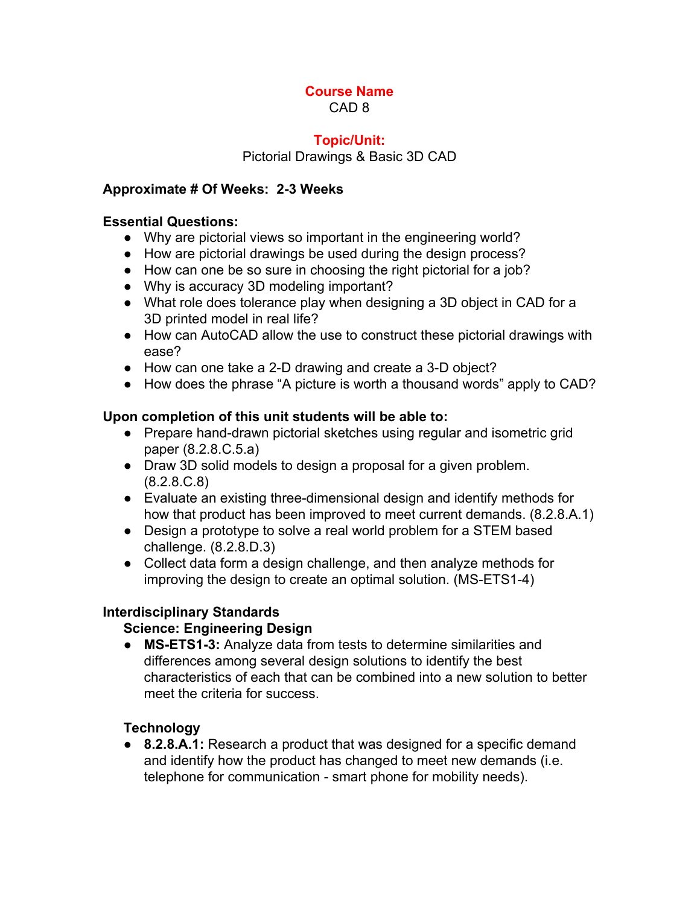**Course Name**

CAD 8

**Topic/Unit:**

Pictorial Drawings & Basic 3D CAD

**Approximate # Of Weeks: 2-3 Weeks**

**Essential Questions:**

- Why are pictorial views so important in the engineering world?
- How are pictorial drawings be used during the design process?
- How can one be so sure in choosing the right pictorial for a job?
- Why is accuracy 3D modeling important?
- What role does tolerance play when designing a 3D object in CAD for a 3D printed model in real life?
- How can AutoCAD allow the use to construct these pictorial drawings with ease?
- How can one take a 2-D drawing and create a 3-D object?
- How does the phrase "A picture is worth a thousand words" apply to CAD?

**Upon completion of this unit students will be able to:**

- Prepare hand-drawn pictorial sketches using regular and isometric grid paper (8.2.8.C.5.a)
- Draw 3D solid models to design a proposal for a given problem. (8.2.8.C.8)
- Evaluate an existing three-dimensional design and identify methods for how that product has been improved to meet current demands. (8.2.8.A.1)
- Design a prototype to solve a real world problem for a STEM based challenge. (8.2.8.D.3)
- Collect data form a design challenge, and then analyze methods for improving the design to create an optimal solution. (MS-ETS1-4)

**Interdisciplinary Standards**

**Science: Engineering Design**

- **MS-ETS1-3:** Analyze data from tests to determine similarities and differences among several design solutions to identify the best characteristics of each that can be combined into a new solution to better meet the criteria for success.

**Technology**

- **8.2.8.A.1:** Research a product that was designed for a specific demand and identify how the product has changed to meet new demands (i.e. telephone for communication - smart phone for mobility needs).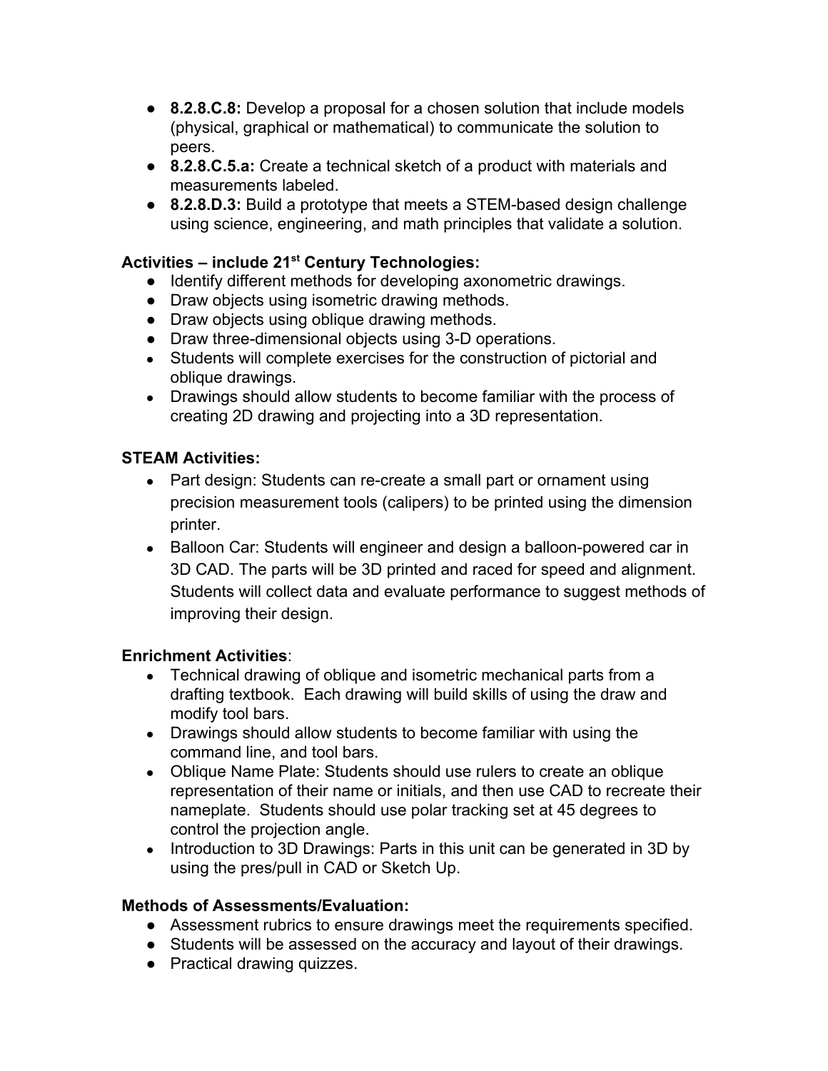- **8.2.8.C.8:** Develop a proposal for a chosen solution that include models (physical, graphical or mathematical) to communicate the solution to peers.
- **8.2.8.C.5.a:** Create a technical sketch of a product with materials and measurements labeled.
- **8.2.8.D.3:** Build a prototype that meets a STEM-based design challenge using science, engineering, and math principles that validate a solution.

**Activities – include 21st Century Technologies:**

- Identify different methods for developing axonometric drawings.
- Draw objects using isometric drawing methods.
- Draw objects using oblique drawing methods.
- Draw three-dimensional objects using 3-D operations.
- Students will complete exercises for the construction of pictorial and oblique drawings.
- Drawings should allow students to become familiar with the process of creating 2D drawing and projecting into a 3D representation.

**STEAM Activities:**

- Part design: Students can re-create a small part or ornament using precision measurement tools (calipers) to be printed using the dimension printer.
- Balloon Car: Students will engineer and design a balloon-powered car in 3D CAD. The parts will be 3D printed and raced for speed and alignment. Students will collect data and evaluate performance to suggest methods of improving their design.

**Enrichment Activities**:

- Technical drawing of oblique and isometric mechanical parts from a drafting textbook. Each drawing will build skills of using the draw and modify tool bars.
- Drawings should allow students to become familiar with using the command line, and tool bars.
- Oblique Name Plate: Students should use rulers to create an oblique representation of their name or initials, and then use CAD to recreate their nameplate. Students should use polar tracking set at 45 degrees to control the projection angle.
- Introduction to 3D Drawings: Parts in this unit can be generated in 3D by using the pres/pull in CAD or Sketch Up.

**Methods of Assessments/Evaluation:**

- Assessment rubrics to ensure drawings meet the requirements specified.
- Students will be assessed on the accuracy and layout of their drawings.
- Practical drawing quizzes.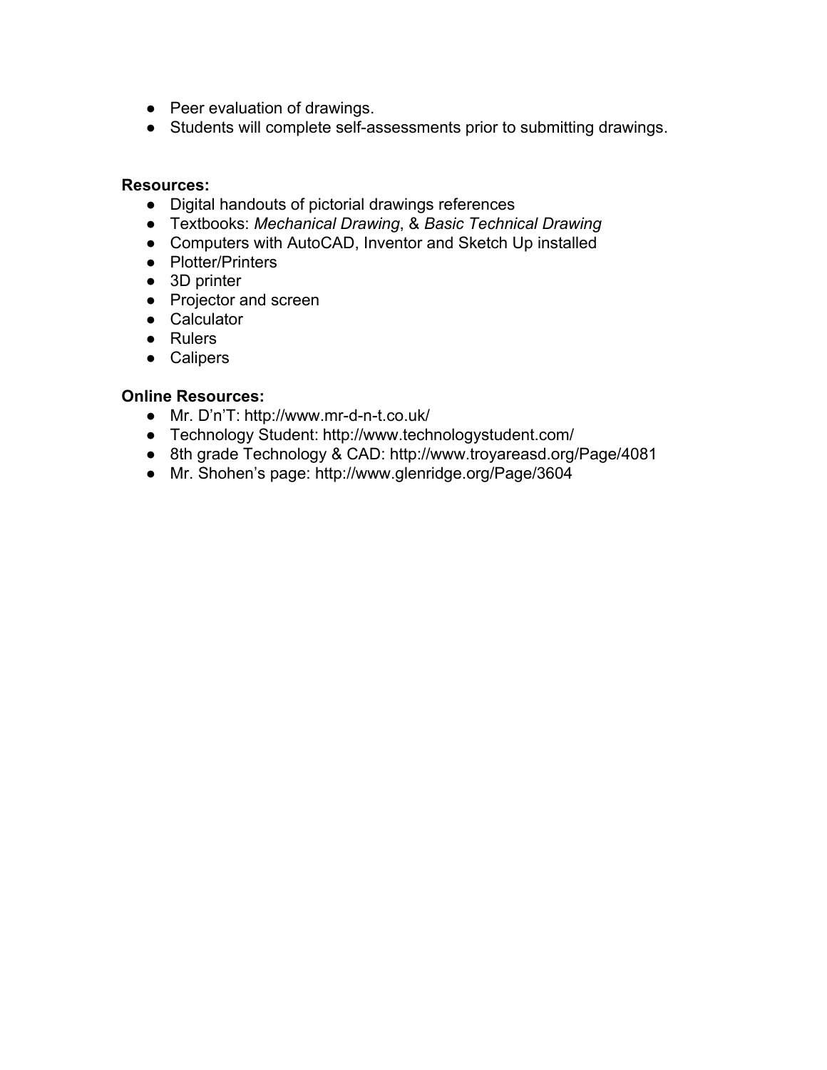- Peer evaluation of drawings.
- Students will complete self-assessments prior to submitting drawings.

**Resources:**

- Digital handouts of pictorial drawings references
- Textbooks: *Mechanical Drawing*, & *Basic Technical Drawing*
- Computers with AutoCAD, Inventor and Sketch Up installed
- Plotter/Printers
- 3D printer
- Projector and screen
- Calculator
- Rulers
- Calipers

**Online Resources:**

- Mr. D'n'T: http://www.mr-d-n-t.co.uk/
- Technology Student: http://www.technologystudent.com/
- 8th grade Technology & CAD: http://www.troyareasd.org/Page/4081
- Mr. Shohen's page: http://www.glenridge.org/Page/3604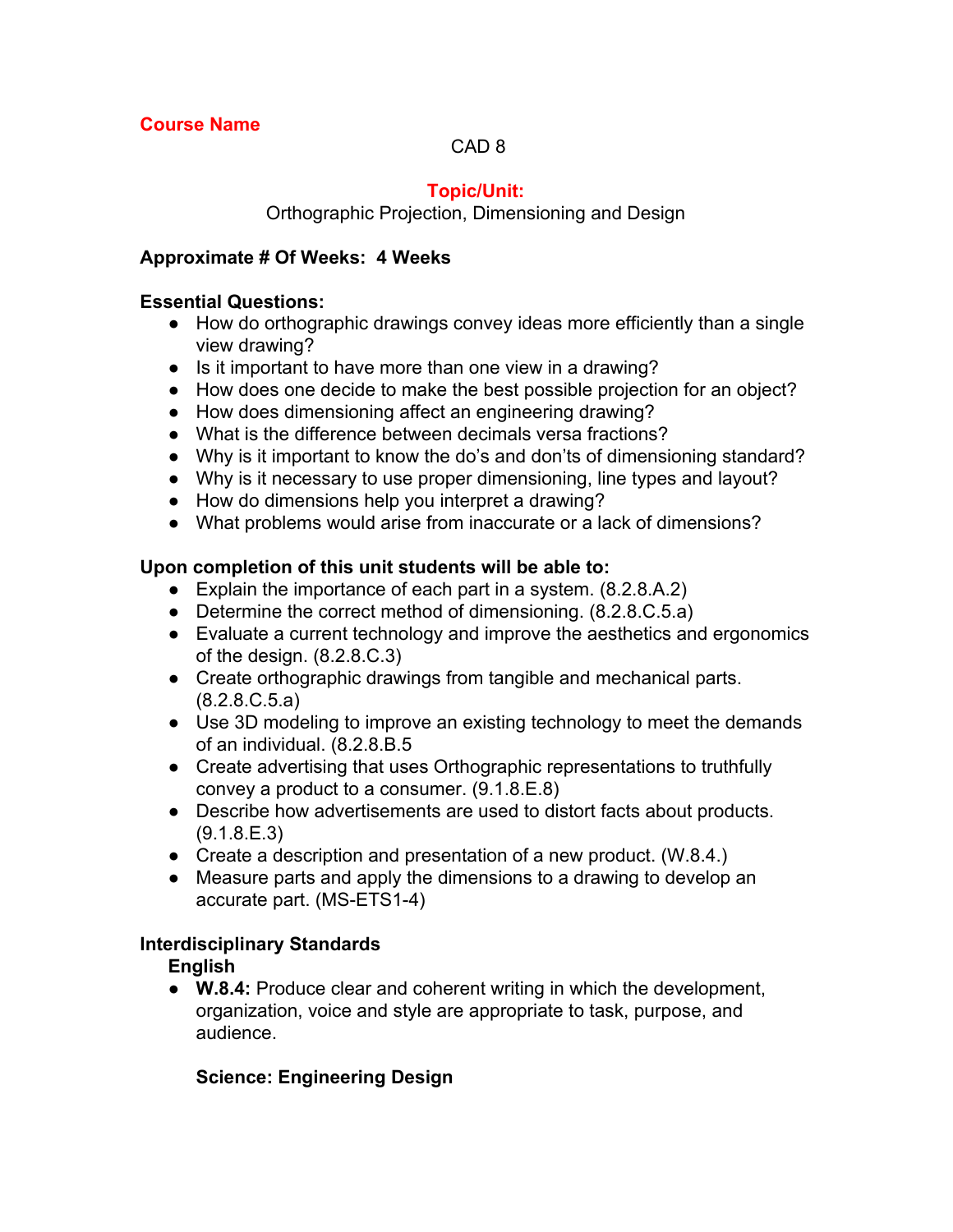**Course Name**

CAD 8

**Topic/Unit:**

Orthographic Projection, Dimensioning and Design

**Approximate # Of Weeks: 4 Weeks**

**Essential Questions:**

- How do orthographic drawings convey ideas more efficiently than a single view drawing?
- Is it important to have more than one view in a drawing?
- How does one decide to make the best possible projection for an object?
- How does dimensioning affect an engineering drawing?
- What is the difference between decimals versa fractions?
- Why is it important to know the do's and don'ts of dimensioning standard?
- Why is it necessary to use proper dimensioning, line types and layout?
- How do dimensions help you interpret a drawing?
- What problems would arise from inaccurate or a lack of dimensions?

**Upon completion of this unit students will be able to:**

- Explain the importance of each part in a system. (8.2.8.A.2)
- Determine the correct method of dimensioning. (8.2.8.C.5.a)
- Evaluate a current technology and improve the aesthetics and ergonomics of the design. (8.2.8.C.3)
- Create orthographic drawings from tangible and mechanical parts. (8.2.8.C.5.a)
- Use 3D modeling to improve an existing technology to meet the demands of an individual. (8.2.8.B.5
- Create advertising that uses Orthographic representations to truthfully convey a product to a consumer. (9.1.8.E.8)
- Describe how advertisements are used to distort facts about products. (9.1.8.E.3)
- Create a description and presentation of a new product. (W.8.4.)
- Measure parts and apply the dimensions to a drawing to develop an accurate part. (MS-ETS1-4)

**Interdisciplinary Standards**

**English**

- **W.8.4:** Produce clear and coherent writing in which the development, organization, voice and style are appropriate to task, purpose, and audience.

**Science: Engineering Design**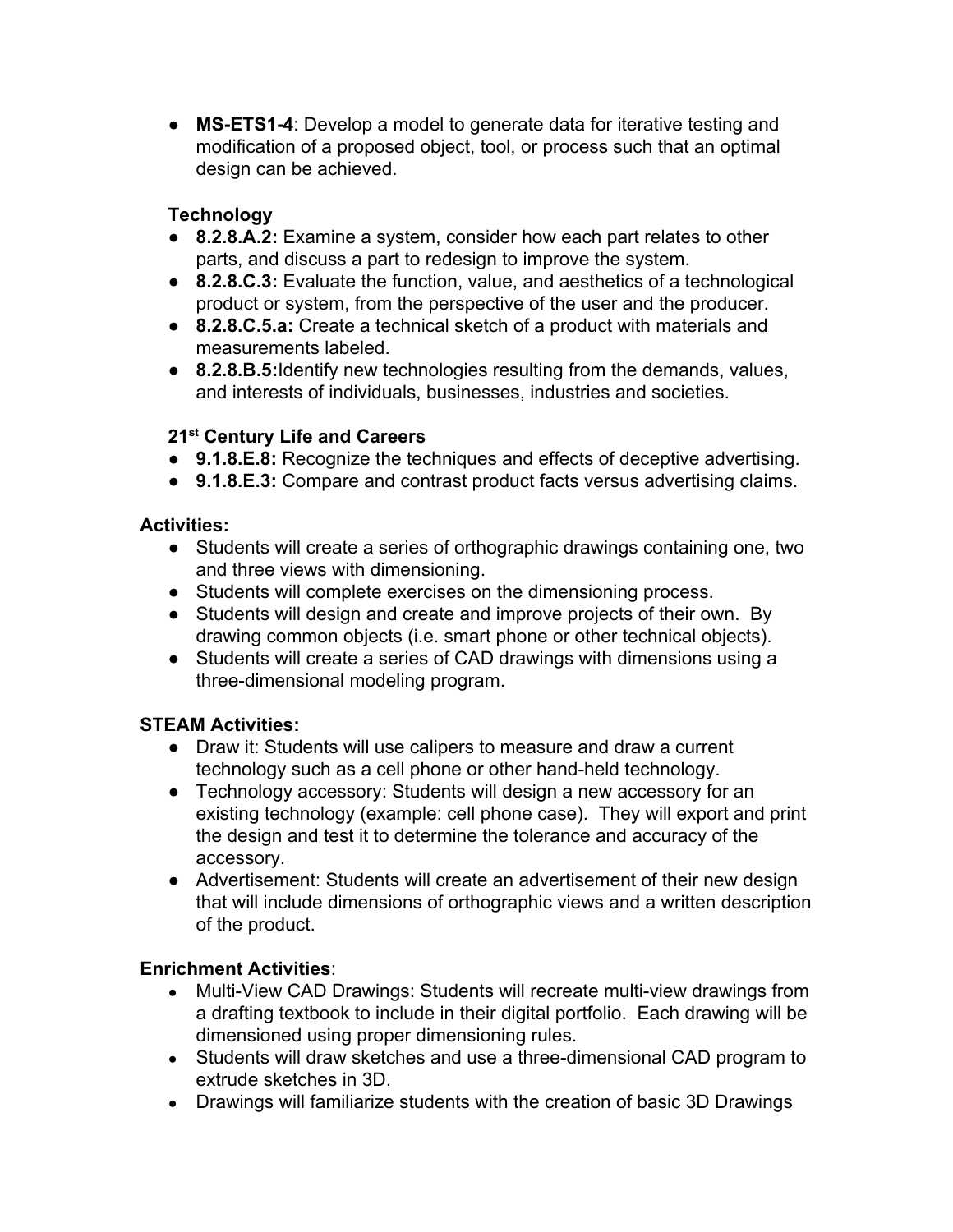- **MS-ETS1-4**: Develop a model to generate data for iterative testing and modification of a proposed object, tool, or process such that an optimal design can be achieved.

**Technology**

- **8.2.8.A.2:** Examine a system, consider how each part relates to other parts, and discuss a part to redesign to improve the system.
- **8.2.8.C.3:** Evaluate the function, value, and aesthetics of a technological product or system, from the perspective of the user and the producer.
- **8.2.8.C.5.a:** Create a technical sketch of a product with materials and measurements labeled.
- **8.2.8.B.5:**Identify new technologies resulting from the demands, values, and interests of individuals, businesses, industries and societies.

**21st Century Life and Careers**

- **9.1.8.E.8:** Recognize the techniques and effects of deceptive advertising.
- **9.1.8.E.3:** Compare and contrast product facts versus advertising claims.

**Activities:**

- Students will create a series of orthographic drawings containing one, two and three views with dimensioning.
- Students will complete exercises on the dimensioning process.
- Students will design and create and improve projects of their own. By drawing common objects (i.e. smart phone or other technical objects).
- Students will create a series of CAD drawings with dimensions using a three-dimensional modeling program.

**STEAM Activities:**

- Draw it: Students will use calipers to measure and draw a current technology such as a cell phone or other hand-held technology.
- Technology accessory: Students will design a new accessory for an existing technology (example: cell phone case). They will export and print the design and test it to determine the tolerance and accuracy of the accessory.
- Advertisement: Students will create an advertisement of their new design that will include dimensions of orthographic views and a written description of the product.

**Enrichment Activities**:

- Multi-View CAD Drawings: Students will recreate multi-view drawings from a drafting textbook to include in their digital portfolio. Each drawing will be dimensioned using proper dimensioning rules.
- Students will draw sketches and use a three-dimensional CAD program to extrude sketches in 3D.
- Drawings will familiarize students with the creation of basic 3D Drawings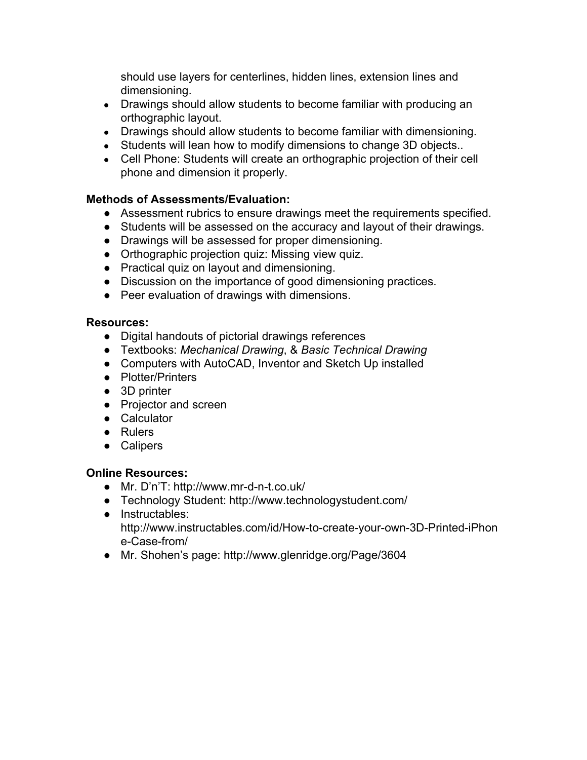should use layers for centerlines, hidden lines, extension lines and dimensioning.

- Drawings should allow students to become familiar with producing an orthographic layout.
- Drawings should allow students to become familiar with dimensioning.
- Students will lean how to modify dimensions to change 3D objects..
- Cell Phone: Students will create an orthographic projection of their cell phone and dimension it properly.

**Methods of Assessments/Evaluation:**

- Assessment rubrics to ensure drawings meet the requirements specified.
- Students will be assessed on the accuracy and layout of their drawings.
- Drawings will be assessed for proper dimensioning.
- Orthographic projection quiz: Missing view quiz.
- Practical quiz on layout and dimensioning.
- Discussion on the importance of good dimensioning practices.
- Peer evaluation of drawings with dimensions.

**Resources:**

- Digital handouts of pictorial drawings references
- Textbooks: *Mechanical Drawing*, & *Basic Technical Drawing*
- Computers with AutoCAD, Inventor and Sketch Up installed
- Plotter/Printers
- 3D printer
- Projector and screen
- Calculator
- Rulers
- Calipers

**Online Resources:**

- Mr. D'n'T: http://www.mr-d-n-t.co.uk/
- Technology Student: http://www.technologystudent.com/
- Instructables: http://www.instructables.com/id/How-to-create-your-own-3D-Printed-iPhone-Case-from/
- Mr. Shohen's page: http://www.glenridge.org/Page/3604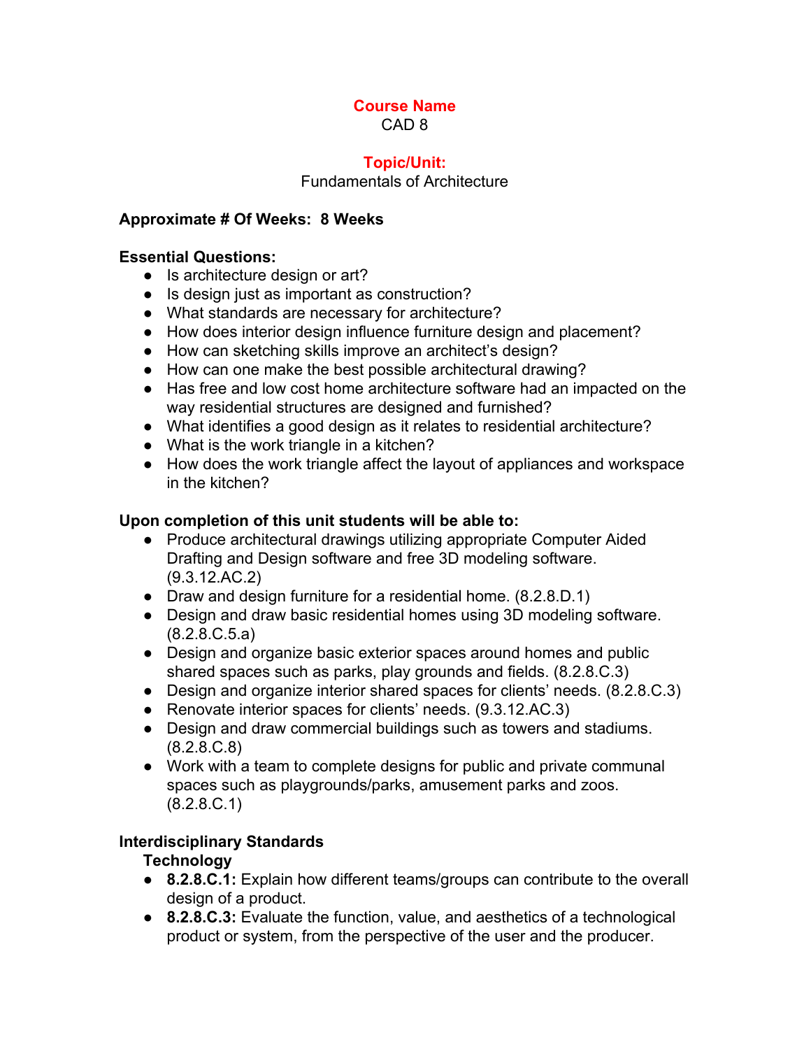**Course Name**

CAD 8

**Topic/Unit:**

Fundamentals of Architecture

**Approximate # Of Weeks: 8 Weeks**

**Essential Questions:**

- Is architecture design or art?
- Is design just as important as construction?
- What standards are necessary for architecture?
- How does interior design influence furniture design and placement?
- How can sketching skills improve an architect's design?
- How can one make the best possible architectural drawing?
- Has free and low cost home architecture software had an impacted on the way residential structures are designed and furnished?
- What identifies a good design as it relates to residential architecture?
- What is the work triangle in a kitchen?
- How does the work triangle affect the layout of appliances and workspace in the kitchen?

**Upon completion of this unit students will be able to:**

- Produce architectural drawings utilizing appropriate Computer Aided Drafting and Design software and free 3D modeling software. (9.3.12.AC.2)
- Draw and design furniture for a residential home. (8.2.8.D.1)
- Design and draw basic residential homes using 3D modeling software. (8.2.8.C.5.a)
- Design and organize basic exterior spaces around homes and public shared spaces such as parks, play grounds and fields. (8.2.8.C.3)
- Design and organize interior shared spaces for clients' needs. (8.2.8.C.3)
- Renovate interior spaces for clients' needs. (9.3.12.AC.3)
- Design and draw commercial buildings such as towers and stadiums. (8.2.8.C.8)
- Work with a team to complete designs for public and private communal spaces such as playgrounds/parks, amusement parks and zoos. (8.2.8.C.1)

**Interdisciplinary Standards**

**Technology**

- **8.2.8.C.1:** Explain how different teams/groups can contribute to the overall design of a product.
- **8.2.8.C.3:** Evaluate the function, value, and aesthetics of a technological product or system, from the perspective of the user and the producer.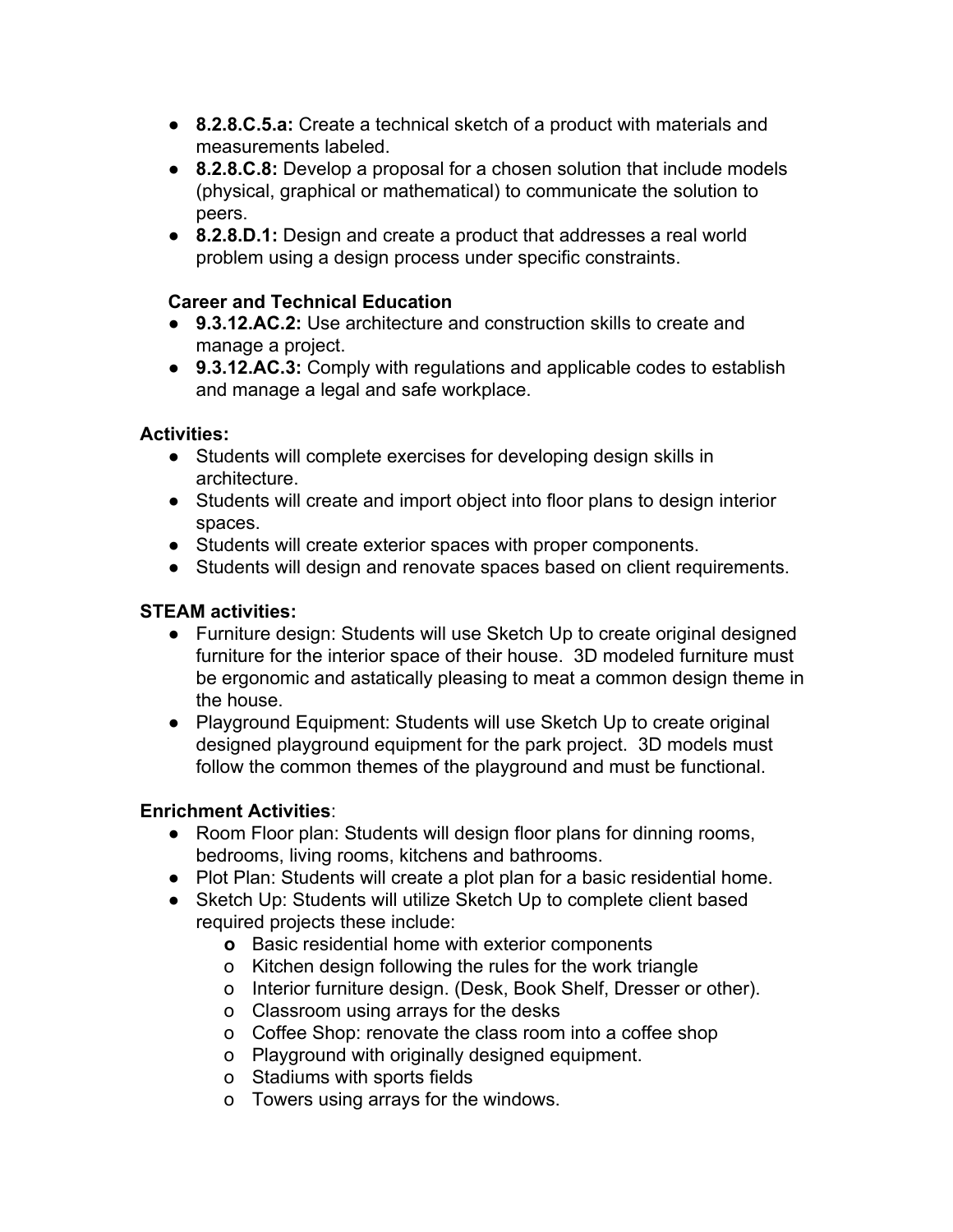- **8.2.8.C.5.a:** Create a technical sketch of a product with materials and measurements labeled.
- **8.2.8.C.8:** Develop a proposal for a chosen solution that include models (physical, graphical or mathematical) to communicate the solution to peers.
- **8.2.8.D.1:** Design and create a product that addresses a real world problem using a design process under specific constraints.

**Career and Technical Education**

- **9.3.12.AC.2:** Use architecture and construction skills to create and manage a project.
- **9.3.12.AC.3:** Comply with regulations and applicable codes to establish and manage a legal and safe workplace.

**Activities:**

- Students will complete exercises for developing design skills in architecture.
- Students will create and import object into floor plans to design interior spaces.
- Students will create exterior spaces with proper components.
- Students will design and renovate spaces based on client requirements.

**STEAM activities:**

- Furniture design: Students will use Sketch Up to create original designed furniture for the interior space of their house. 3D modeled furniture must be ergonomic and astatically pleasing to meat a common design theme in the house.
- Playground Equipment: Students will use Sketch Up to create original designed playground equipment for the park project. 3D models must follow the common themes of the playground and must be functional.

**Enrichment Activities**:

- Room Floor plan: Students will design floor plans for dinning rooms, bedrooms, living rooms, kitchens and bathrooms.
- Plot Plan: Students will create a plot plan for a basic residential home.
- Sketch Up: Students will utilize Sketch Up to complete client based required projects these include:
  - Basic residential home with exterior components
  - Kitchen design following the rules for the work triangle
  - Interior furniture design. (Desk, Book Shelf, Dresser or other).
  - Classroom using arrays for the desks
  - Coffee Shop: renovate the class room into a coffee shop
  - Playground with originally designed equipment.
  - Stadiums with sports fields
  - Towers using arrays for the windows.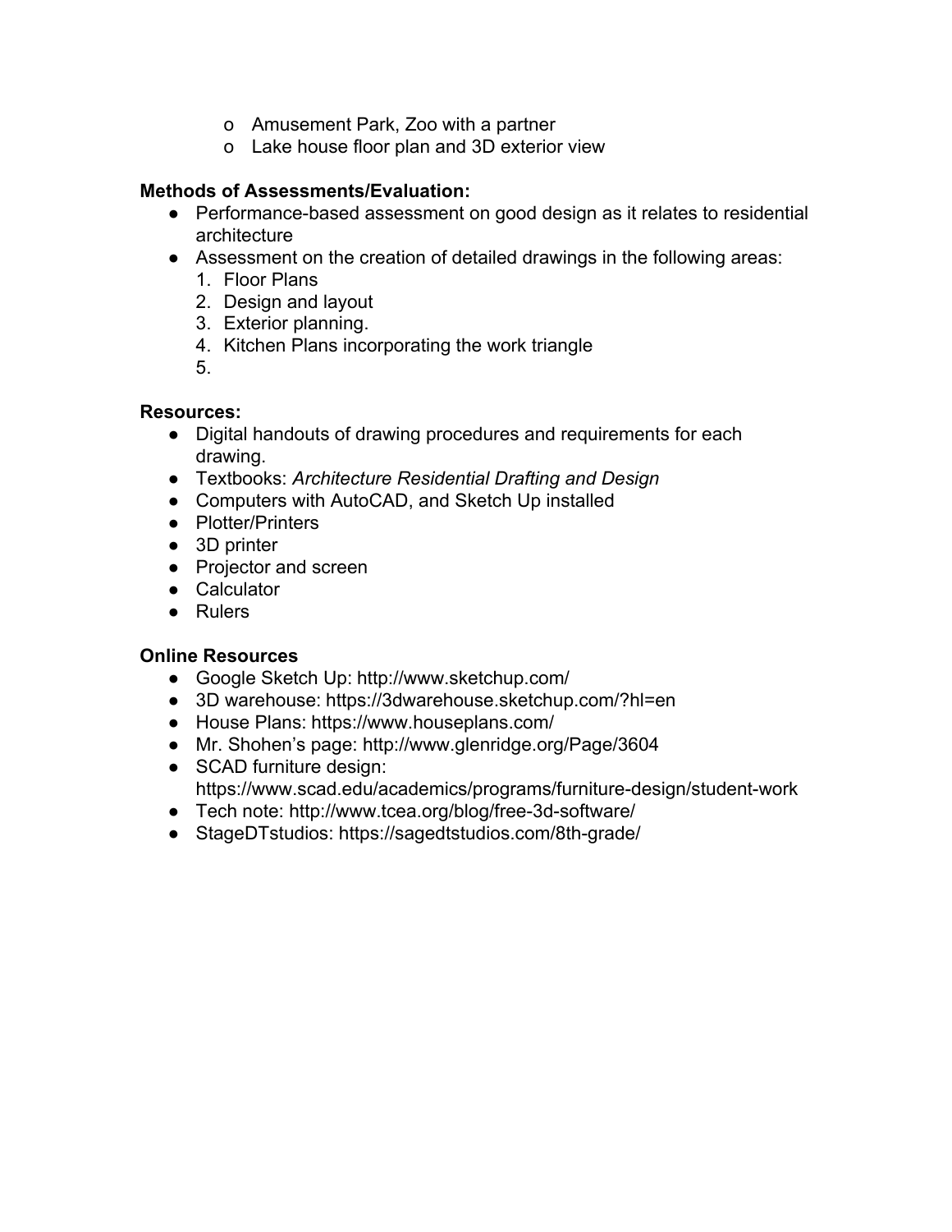- Amusement Park, Zoo with a partner
- Lake house floor plan and 3D exterior view

**Methods of Assessments/Evaluation:**

- Performance-based assessment on good design as it relates to residential architecture
- Assessment on the creation of detailed drawings in the following areas:
  1. Floor Plans
  2. Design and layout
  3. Exterior planning.
  4. Kitchen Plans incorporating the work triangle
  5.

**Resources:**

- Digital handouts of drawing procedures and requirements for each drawing.
- Textbooks: *Architecture Residential Drafting and Design*
- Computers with AutoCAD, and Sketch Up installed
- Plotter/Printers
- 3D printer
- Projector and screen
- Calculator
- Rulers

**Online Resources**

- Google Sketch Up: http://www.sketchup.com/
- 3D warehouse: https://3dwarehouse.sketchup.com/?hl=en
- House Plans: https://www.houseplans.com/
- Mr. Shohen's page: http://www.glenridge.org/Page/3604
- SCAD furniture design: https://www.scad.edu/academics/programs/furniture-design/student-work
- Tech note: http://www.tcea.org/blog/free-3d-software/
- StageDTstudios: https://sagedtstudios.com/8th-grade/